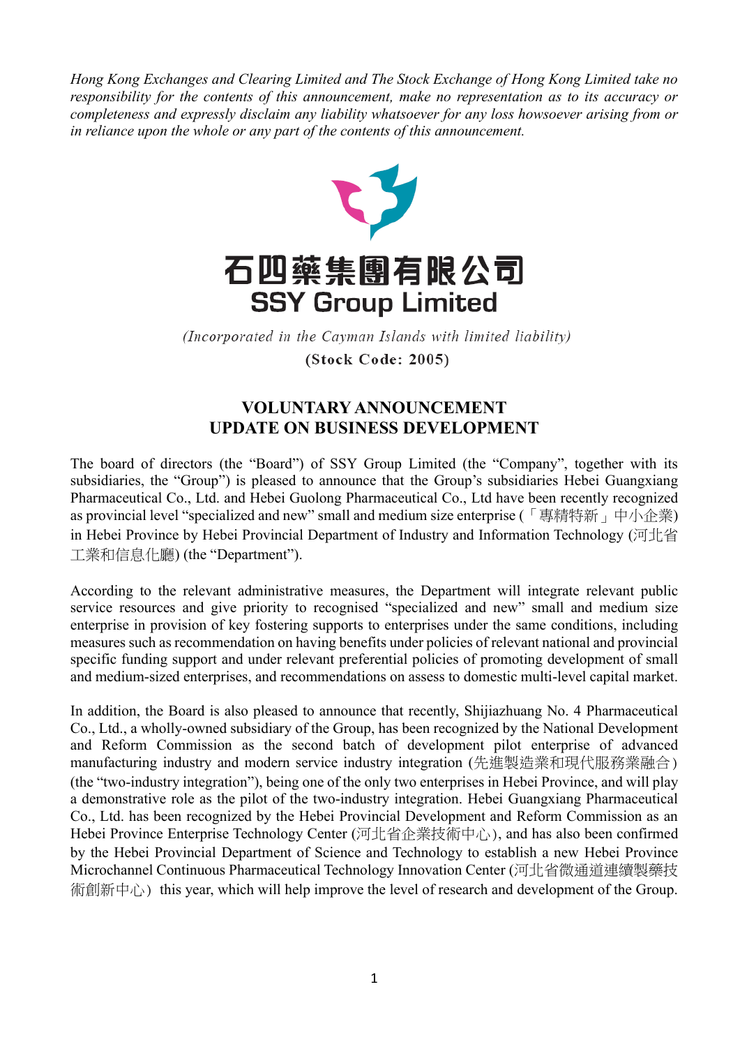*Hong Kong Exchanges and Clearing Limited and The Stock Exchange of Hong Kong Limited take no responsibility for the contents of this announcement, make no representation as to its accuracy or completeness and expressly disclaim any liability whatsoever for any loss howsoever arising from or in reliance upon the whole or any part of the contents of this announcement.*

# 石四藥集團有限公司
# SSY Group Limited

*(Incorporated in the Cayman Islands with limited liability)*

**(Stock Code: 2005)**

## VOLUNTARY ANNOUNCEMENT
## UPDATE ON BUSINESS DEVELOPMENT

The board of directors (the "Board") of SSY Group Limited (the "Company", together with its subsidiaries, the "Group") is pleased to announce that the Group's subsidiaries Hebei Guangxiang Pharmaceutical Co., Ltd. and Hebei Guolong Pharmaceutical Co., Ltd have been recently recognized as provincial level "specialized and new" small and medium size enterprise (「專精特新」中小企業) in Hebei Province by Hebei Provincial Department of Industry and Information Technology (河北省工業和信息化廳) (the "Department").

According to the relevant administrative measures, the Department will integrate relevant public service resources and give priority to recognised "specialized and new" small and medium size enterprise in provision of key fostering supports to enterprises under the same conditions, including measures such as recommendation on having benefits under policies of relevant national and provincial specific funding support and under relevant preferential policies of promoting development of small and medium-sized enterprises, and recommendations on assess to domestic multi-level capital market.

In addition, the Board is also pleased to announce that recently, Shijiazhuang No. 4 Pharmaceutical Co., Ltd., a wholly-owned subsidiary of the Group, has been recognized by the National Development and Reform Commission as the second batch of development pilot enterprise of advanced manufacturing industry and modern service industry integration (先進製造業和現代服務業融合) (the "two-industry integration"), being one of the only two enterprises in Hebei Province, and will play a demonstrative role as the pilot of the two-industry integration. Hebei Guangxiang Pharmaceutical Co., Ltd. has been recognized by the Hebei Provincial Development and Reform Commission as an Hebei Province Enterprise Technology Center (河北省企業技術中心), and has also been confirmed by the Hebei Provincial Department of Science and Technology to establish a new Hebei Province Microchannel Continuous Pharmaceutical Technology Innovation Center (河北省微通道連續製藥技術創新中心) this year, which will help improve the level of research and development of the Group.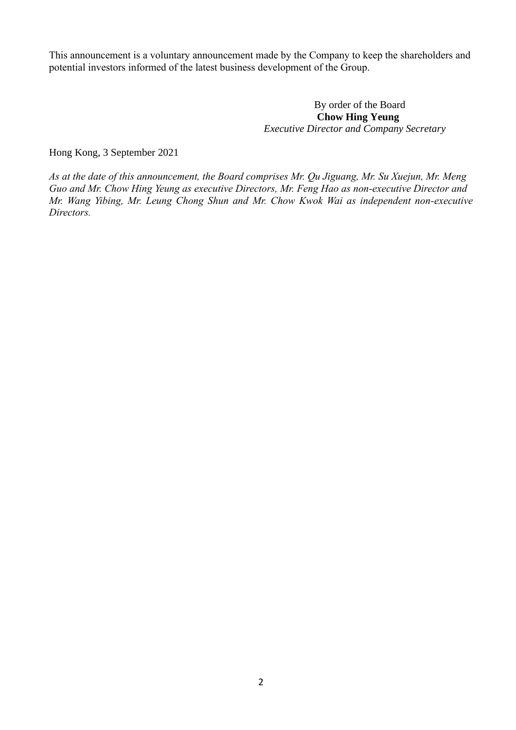This announcement is a voluntary announcement made by the Company to keep the shareholders and potential investors informed of the latest business development of the Group.

By order of the Board
**Chow Hing Yeung**
*Executive Director and Company Secretary*

Hong Kong, 3 September 2021

*As at the date of this announcement, the Board comprises Mr. Qu Jiguang, Mr. Su Xuejun, Mr. Meng Guo and Mr. Chow Hing Yeung as executive Directors, Mr. Feng Hao as non-executive Director and Mr. Wang Yibing, Mr. Leung Chong Shun and Mr. Chow Kwok Wai as independent non-executive Directors.*